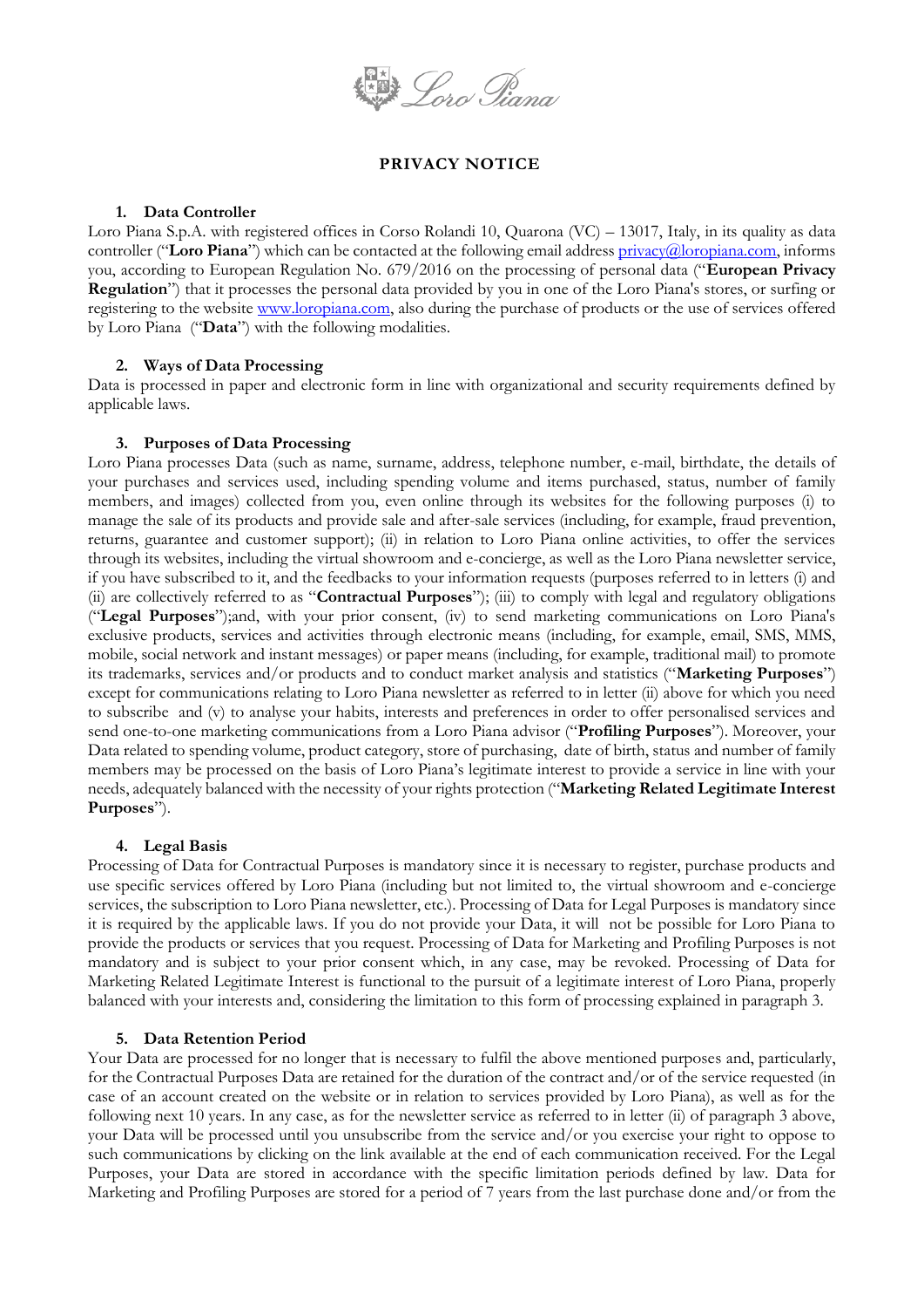# PRIVACY NOTICE

## 1. Data Controller

Loro Piana S.p.A. with registered offices in Corso Rolandi 10, Quarona (VC) – 13017, Italy, in its quality as data controller ("**Loro Piana**") which can be contacted at the following email address privacy@loropiana.com, informs you, according to European Regulation No. 679/2016 on the processing of personal data ("**European Privacy Regulation**") that it processes the personal data provided by you in one of the Loro Piana's stores, or surfing or registering to the website www.loropiana.com, also during the purchase of products or the use of services offered by Loro Piana ("**Data**") with the following modalities.

## 2. Ways of Data Processing

Data is processed in paper and electronic form in line with organizational and security requirements defined by applicable laws.

## 3. Purposes of Data Processing

Loro Piana processes Data (such as name, surname, address, telephone number, e-mail, birthdate, the details of your purchases and services used, including spending volume and items purchased, status, number of family members, and images) collected from you, even online through its websites for the following purposes (i) to manage the sale of its products and provide sale and after-sale services (including, for example, fraud prevention, returns, guarantee and customer support); (ii) in relation to Loro Piana online activities, to offer the services through its websites, including the virtual showroom and e-concierge, as well as the Loro Piana newsletter service, if you have subscribed to it, and the feedbacks to your information requests (purposes referred to in letters (i) and (ii) are collectively referred to as "**Contractual Purposes**"); (iii) to comply with legal and regulatory obligations ("**Legal Purposes**");and, with your prior consent, (iv) to send marketing communications on Loro Piana's exclusive products, services and activities through electronic means (including, for example, email, SMS, MMS, mobile, social network and instant messages) or paper means (including, for example, traditional mail) to promote its trademarks, services and/or products and to conduct market analysis and statistics ("**Marketing Purposes**") except for communications relating to Loro Piana newsletter as referred to in letter (ii) above for which you need to subscribe and (v) to analyse your habits, interests and preferences in order to offer personalised services and send one-to-one marketing communications from a Loro Piana advisor ("**Profiling Purposes**"). Moreover, your Data related to spending volume, product category, store of purchasing, date of birth, status and number of family members may be processed on the basis of Loro Piana's legitimate interest to provide a service in line with your needs, adequately balanced with the necessity of your rights protection ("**Marketing Related Legitimate Interest Purposes**").

## 4. Legal Basis

Processing of Data for Contractual Purposes is mandatory since it is necessary to register, purchase products and use specific services offered by Loro Piana (including but not limited to, the virtual showroom and e-concierge services, the subscription to Loro Piana newsletter, etc.). Processing of Data for Legal Purposes is mandatory since it is required by the applicable laws. If you do not provide your Data, it will not be possible for Loro Piana to provide the products or services that you request. Processing of Data for Marketing and Profiling Purposes is not mandatory and is subject to your prior consent which, in any case, may be revoked. Processing of Data for Marketing Related Legitimate Interest is functional to the pursuit of a legitimate interest of Loro Piana, properly balanced with your interests and, considering the limitation to this form of processing explained in paragraph 3.

## 5. Data Retention Period

Your Data are processed for no longer that is necessary to fulfil the above mentioned purposes and, particularly, for the Contractual Purposes Data are retained for the duration of the contract and/or of the service requested (in case of an account created on the website or in relation to services provided by Loro Piana), as well as for the following next 10 years. In any case, as for the newsletter service as referred to in letter (ii) of paragraph 3 above, your Data will be processed until you unsubscribe from the service and/or you exercise your right to oppose to such communications by clicking on the link available at the end of each communication received. For the Legal Purposes, your Data are stored in accordance with the specific limitation periods defined by law. Data for Marketing and Profiling Purposes are stored for a period of 7 years from the last purchase done and/or from the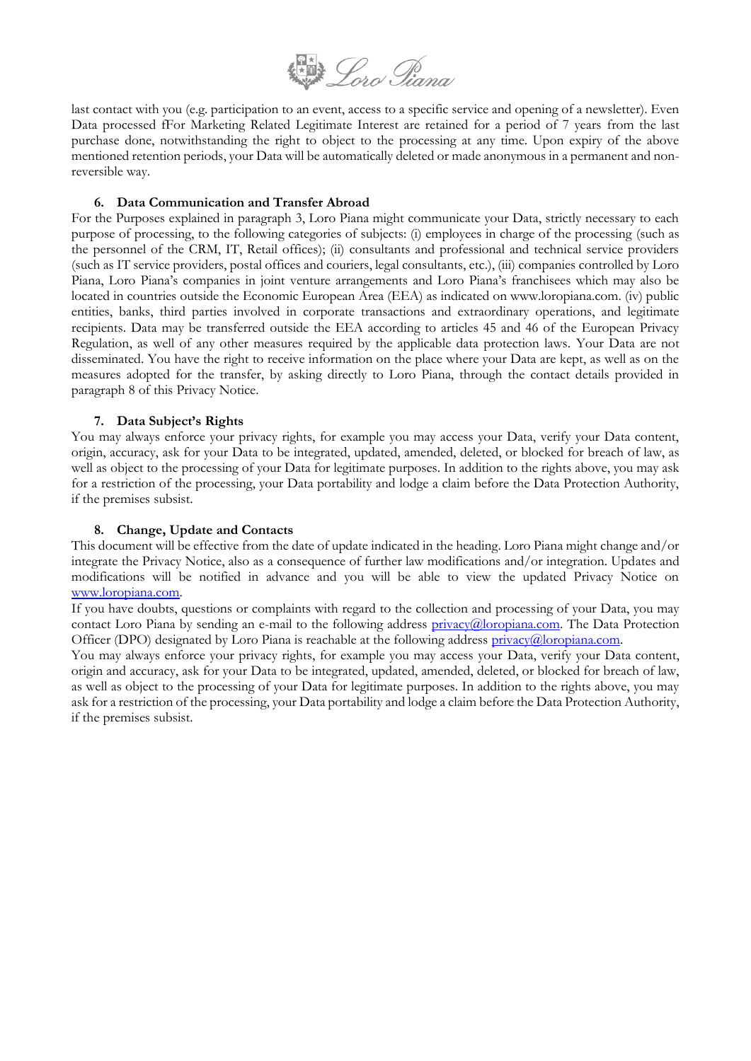last contact with you (e.g. participation to an event, access to a specific service and opening of a newsletter). Even Data processed fFor Marketing Related Legitimate Interest are retained for a period of 7 years from the last purchase done, notwithstanding the right to object to the processing at any time. Upon expiry of the above mentioned retention periods, your Data will be automatically deleted or made anonymous in a permanent and non-reversible way.

### 6. Data Communication and Transfer Abroad

For the Purposes explained in paragraph 3, Loro Piana might communicate your Data, strictly necessary to each purpose of processing, to the following categories of subjects: (i) employees in charge of the processing (such as the personnel of the CRM, IT, Retail offices); (ii) consultants and professional and technical service providers (such as IT service providers, postal offices and couriers, legal consultants, etc.), (iii) companies controlled by Loro Piana, Loro Piana's companies in joint venture arrangements and Loro Piana's franchisees which may also be located in countries outside the Economic European Area (EEA) as indicated on www.loropiana.com. (iv) public entities, banks, third parties involved in corporate transactions and extraordinary operations, and legitimate recipients. Data may be transferred outside the EEA according to articles 45 and 46 of the European Privacy Regulation, as well of any other measures required by the applicable data protection laws. Your Data are not disseminated. You have the right to receive information on the place where your Data are kept, as well as on the measures adopted for the transfer, by asking directly to Loro Piana, through the contact details provided in paragraph 8 of this Privacy Notice.

### 7. Data Subject's Rights

You may always enforce your privacy rights, for example you may access your Data, verify your Data content, origin, accuracy, ask for your Data to be integrated, updated, amended, deleted, or blocked for breach of law, as well as object to the processing of your Data for legitimate purposes. In addition to the rights above, you may ask for a restriction of the processing, your Data portability and lodge a claim before the Data Protection Authority, if the premises subsist.

### 8. Change, Update and Contacts

This document will be effective from the date of update indicated in the heading. Loro Piana might change and/or integrate the Privacy Notice, also as a consequence of further law modifications and/or integration. Updates and modifications will be notified in advance and you will be able to view the updated Privacy Notice on [www.loropiana.com](http://www.loropiana.com).

If you have doubts, questions or complaints with regard to the collection and processing of your Data, you may contact Loro Piana by sending an e-mail to the following address [privacy@loropiana.com](mailto:privacy@loropiana.com). The Data Protection Officer (DPO) designated by Loro Piana is reachable at the following address [privacy@loropiana.com](mailto:privacy@loropiana.com).

You may always enforce your privacy rights, for example you may access your Data, verify your Data content, origin and accuracy, ask for your Data to be integrated, updated, amended, deleted, or blocked for breach of law, as well as object to the processing of your Data for legitimate purposes. In addition to the rights above, you may ask for a restriction of the processing, your Data portability and lodge a claim before the Data Protection Authority, if the premises subsist.